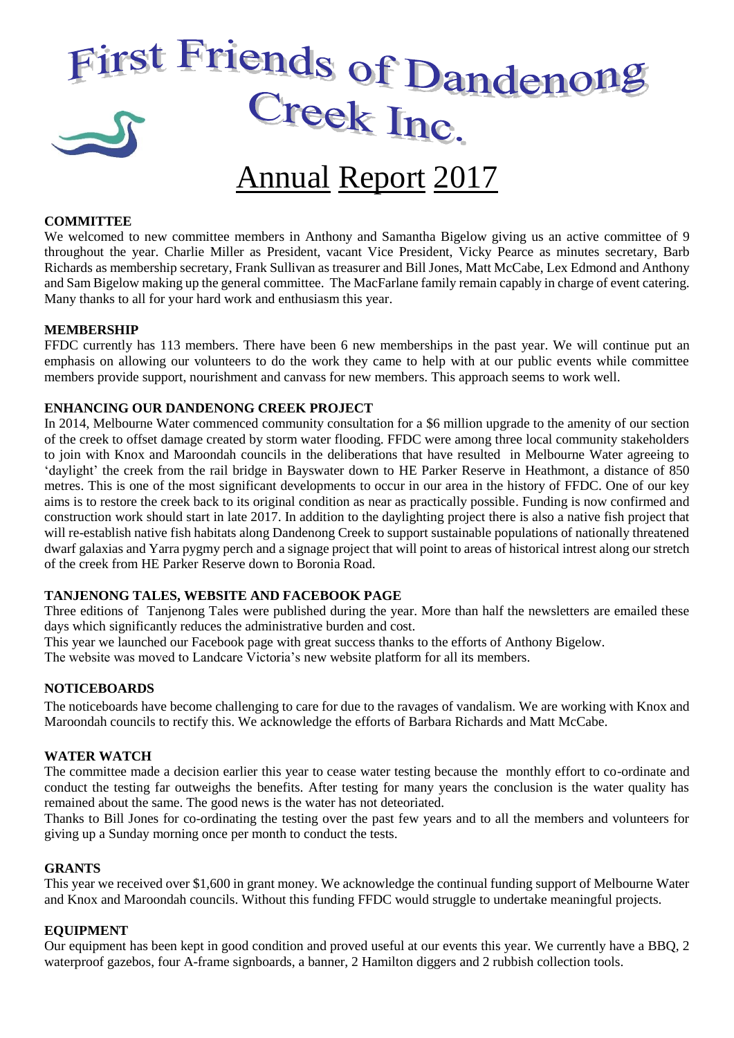# First Friends of Dandenong Creek Inc.

# Annual Report 2017

## COMMITTEE

We welcomed to new committee members in Anthony and Samantha Bigelow giving us an active committee of 9 throughout the year. Charlie Miller as President, vacant Vice President, Vicky Pearce as minutes secretary, Barb Richards as membership secretary, Frank Sullivan as treasurer and Bill Jones, Matt McCabe, Lex Edmond and Anthony and Sam Bigelow making up the general committee. The MacFarlane family remain capably in charge of event catering. Many thanks to all for your hard work and enthusiasm this year.

## MEMBERSHIP

FFDC currently has 113 members. There have been 6 new memberships in the past year. We will continue put an emphasis on allowing our volunteers to do the work they came to help with at our public events while committee members provide support, nourishment and canvass for new members. This approach seems to work well.

## ENHANCING OUR DANDENONG CREEK PROJECT

In 2014, Melbourne Water commenced community consultation for a $6 million upgrade to the amenity of our section of the creek to offset damage created by storm water flooding. FFDC were among three local community stakeholders to join with Knox and Maroondah councils in the deliberations that have resulted in Melbourne Water agreeing to 'daylight' the creek from the rail bridge in Bayswater down to HE Parker Reserve in Heathmont, a distance of 850 metres. This is one of the most significant developments to occur in our area in the history of FFDC. One of our key aims is to restore the creek back to its original condition as near as practically possible. Funding is now confirmed and construction work should start in late 2017. In addition to the daylighting project there is also a native fish project that will re-establish native fish habitats along Dandenong Creek to support sustainable populations of nationally threatened dwarf galaxias and Yarra pygmy perch and a signage project that will point to areas of historical intrest along our stretch of the creek from HE Parker Reserve down to Boronia Road.

## TANJENONG TALES, WEBSITE AND FACEBOOK PAGE

Three editions of Tanjenong Tales were published during the year. More than half the newsletters are emailed these days which significantly reduces the administrative burden and cost.

This year we launched our Facebook page with great success thanks to the efforts of Anthony Bigelow.

The website was moved to Landcare Victoria's new website platform for all its members.

## NOTICEBOARDS

The noticeboards have become challenging to care for due to the ravages of vandalism. We are working with Knox and Maroondah councils to rectify this. We acknowledge the efforts of Barbara Richards and Matt McCabe.

## WATER WATCH

The committee made a decision earlier this year to cease water testing because the monthly effort to co-ordinate and conduct the testing far outweighs the benefits. After testing for many years the conclusion is the water quality has remained about the same. The good news is the water has not deteoriated.

Thanks to Bill Jones for co-ordinating the testing over the past few years and to all the members and volunteers for giving up a Sunday morning once per month to conduct the tests.

## GRANTS

This year we received over $1,600 in grant money. We acknowledge the continual funding support of Melbourne Water and Knox and Maroondah councils. Without this funding FFDC would struggle to undertake meaningful projects.

## EQUIPMENT

Our equipment has been kept in good condition and proved useful at our events this year. We currently have a BBQ, 2 waterproof gazebos, four A-frame signboards, a banner, 2 Hamilton diggers and 2 rubbish collection tools.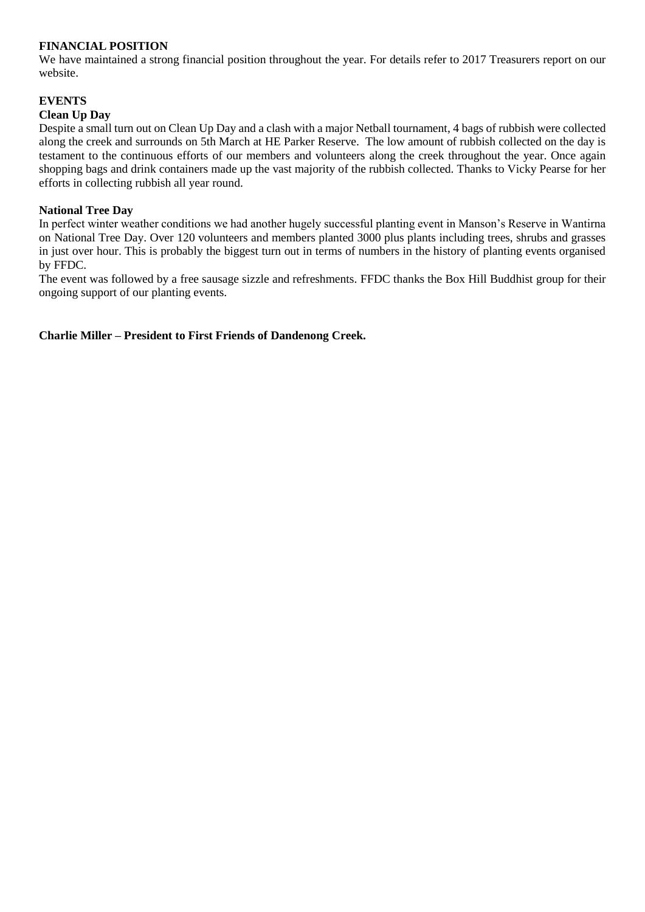## FINANCIAL POSITION

We have maintained a strong financial position throughout the year. For details refer to 2017 Treasurers report on our website.

## EVENTS

### Clean Up Day

Despite a small turn out on Clean Up Day and a clash with a major Netball tournament, 4 bags of rubbish were collected along the creek and surrounds on 5th March at HE Parker Reserve. The low amount of rubbish collected on the day is testament to the continuous efforts of our members and volunteers along the creek throughout the year. Once again shopping bags and drink containers made up the vast majority of the rubbish collected. Thanks to Vicky Pearse for her efforts in collecting rubbish all year round.

### National Tree Day

In perfect winter weather conditions we had another hugely successful planting event in Manson's Reserve in Wantirna on National Tree Day. Over 120 volunteers and members planted 3000 plus plants including trees, shrubs and grasses in just over hour. This is probably the biggest turn out in terms of numbers in the history of planting events organised by FFDC.

The event was followed by a free sausage sizzle and refreshments. FFDC thanks the Box Hill Buddhist group for their ongoing support of our planting events.

**Charlie Miller – President to First Friends of Dandenong Creek.**